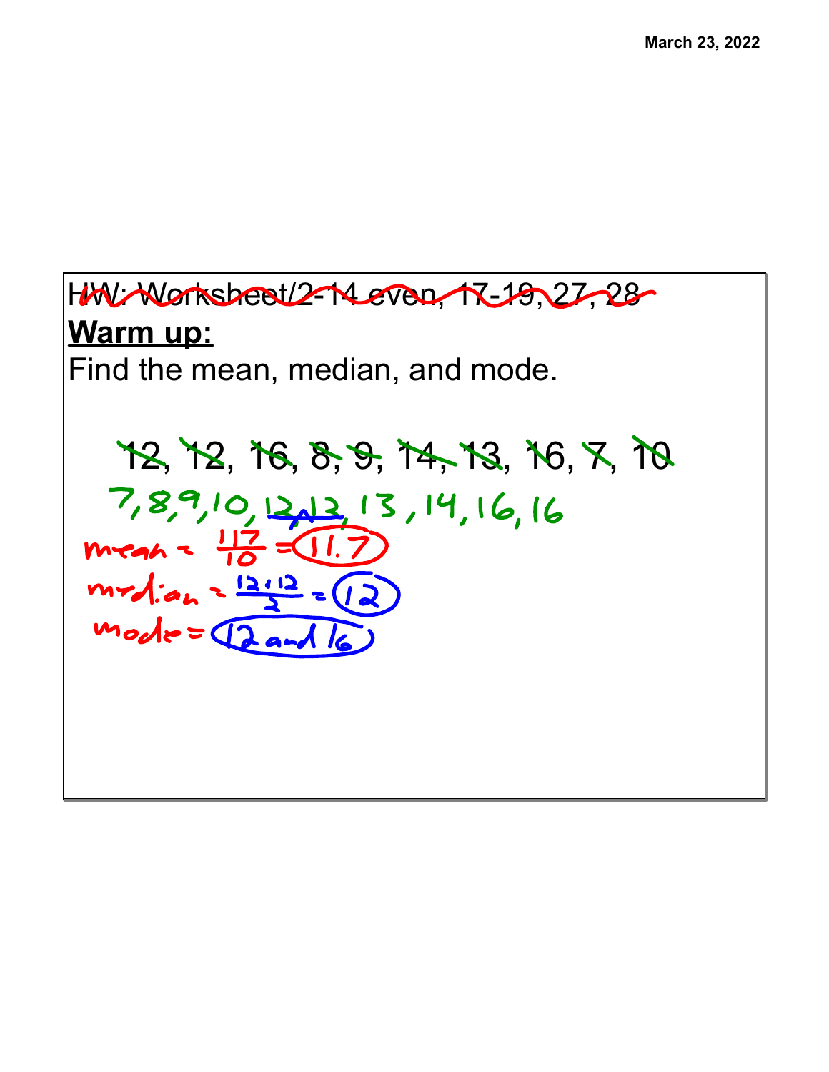March 23, 2022

HW: Worksheet/2-14 even, 17-19, 27, 28

**Warm up:**

Find the mean, median, and mode.

12, 12, 16, 8, 9, 14, 13, 16, 7, 10

7, 8, 9, 10, 12, 13, 13, 14, 16, 16

mean = $\frac{117}{10}$ = 11.7

median = $\frac{12+12}{2}$ = 12

mode = 12 and 16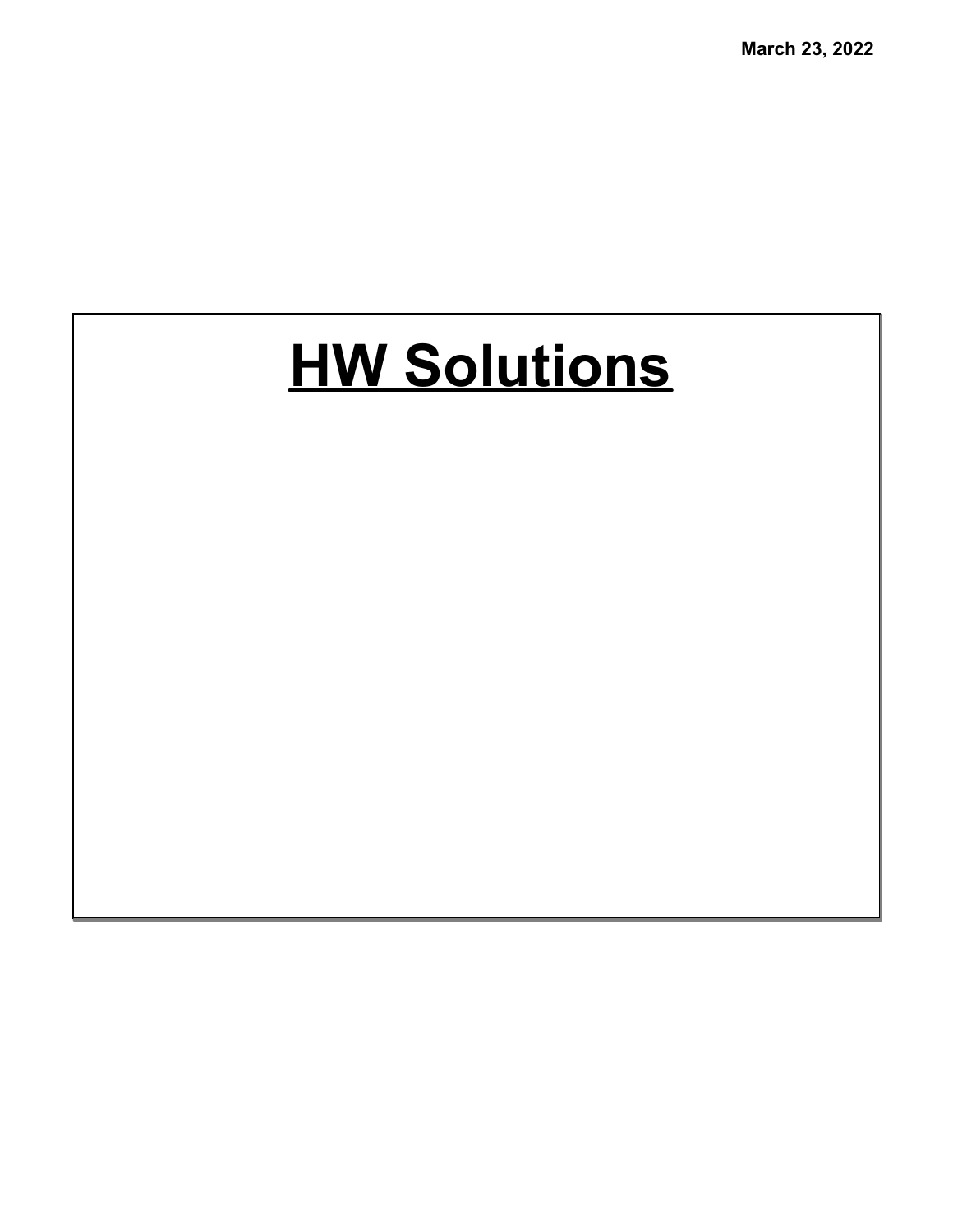March 23, 2022

# HW Solutions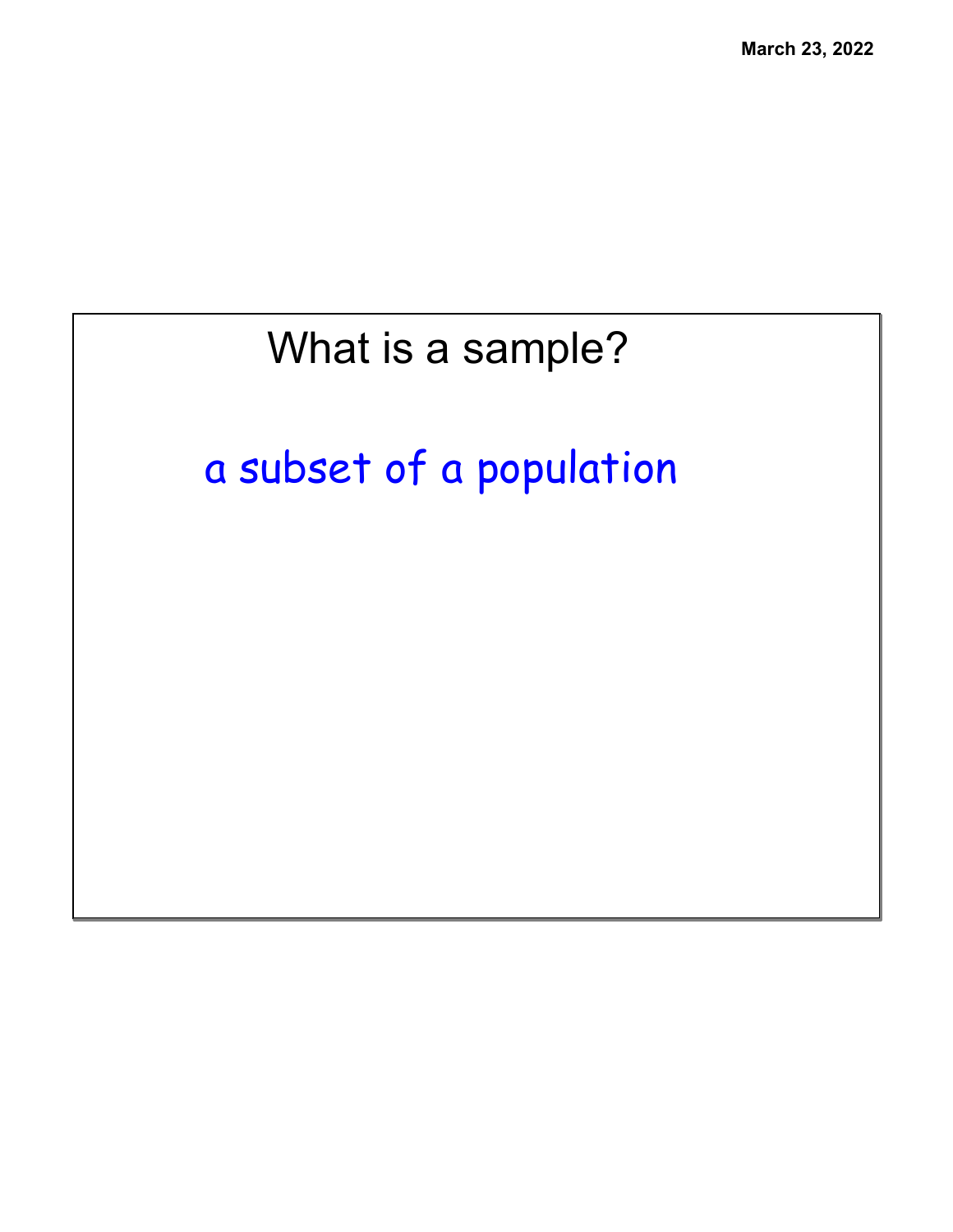# What is a sample?

a subset of a population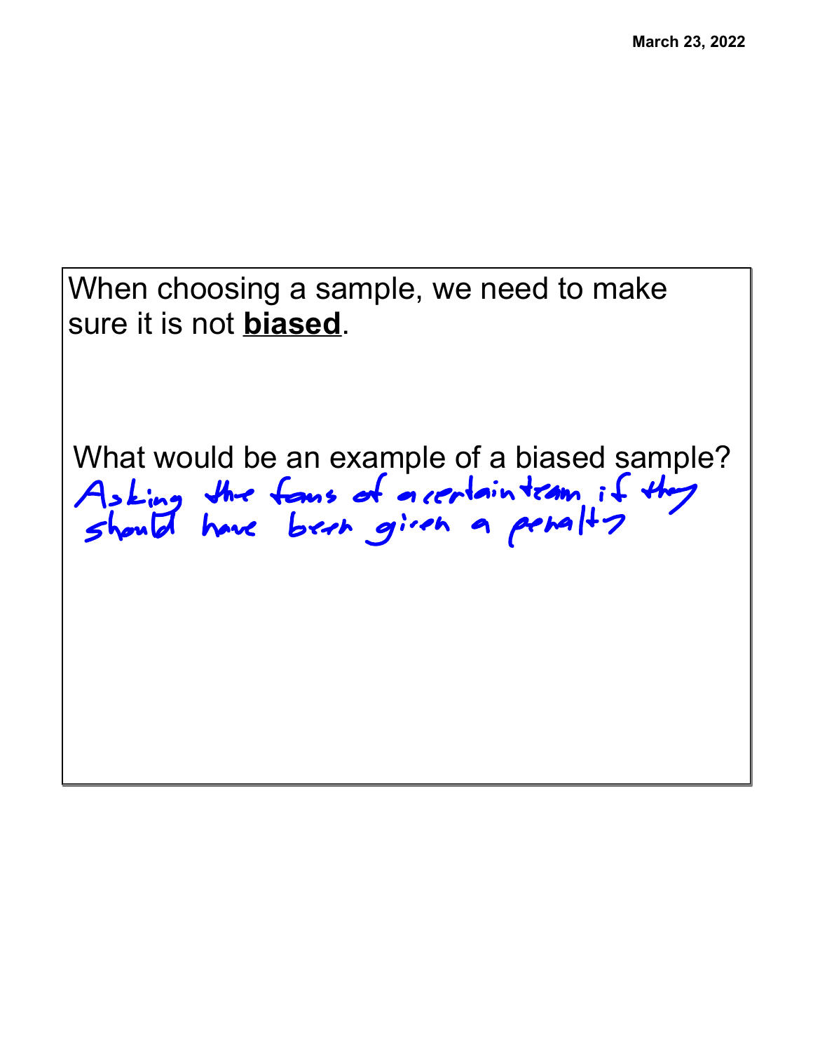March 23, 2022

When choosing a sample, we need to make sure it is not **biased**.

What would be an example of a biased sample?

Asking the fans of a certain team if they should have been given a penalty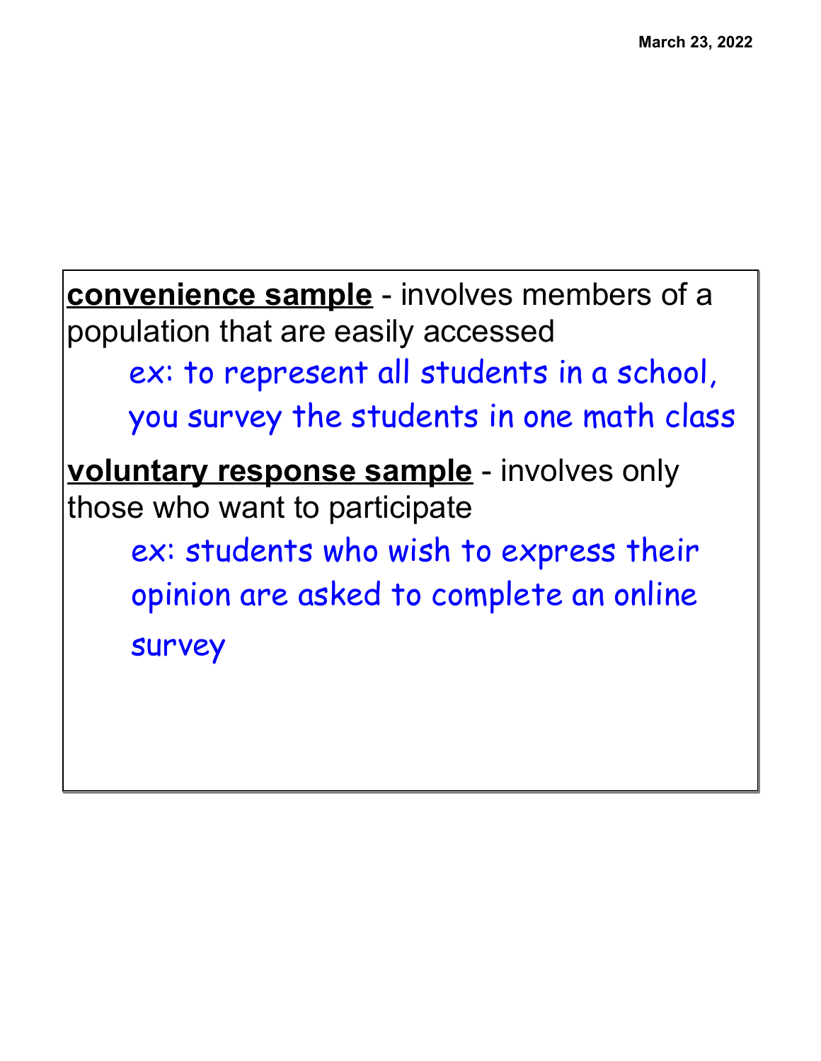**<u>convenience sample</u>** - involves members of a population that are easily accessed

ex: to represent all students in a school, you survey the students in one math class

**<u>voluntary response sample</u>** - involves only those who want to participate

ex: students who wish to express their opinion are asked to complete an online survey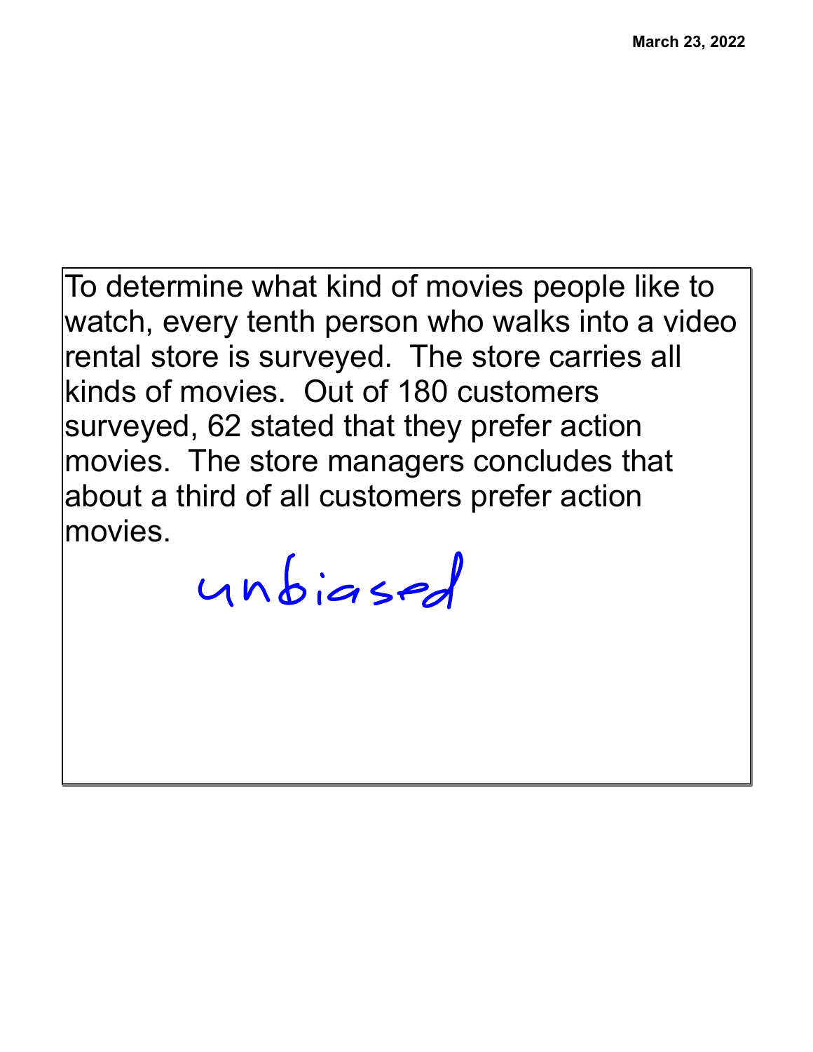March 23, 2022

To determine what kind of movies people like to watch, every tenth person who walks into a video rental store is surveyed. The store carries all kinds of movies. Out of 180 customers surveyed, 62 stated that they prefer action movies. The store managers concludes that about a third of all customers prefer action movies.

unbiased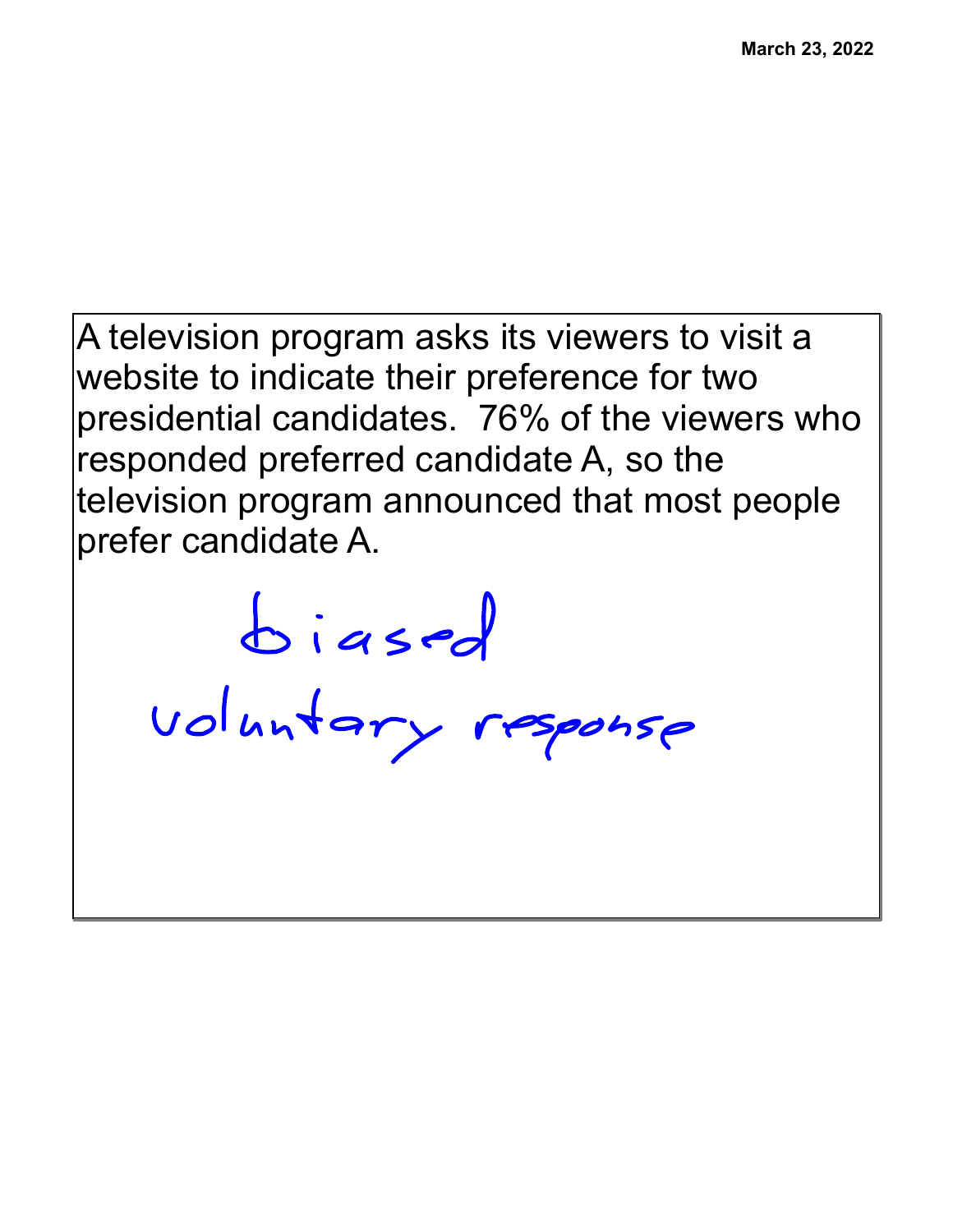A television program asks its viewers to visit a website to indicate their preference for two presidential candidates. 76% of the viewers who responded preferred candidate A, so the television program announced that most people prefer candidate A.

biased

voluntary response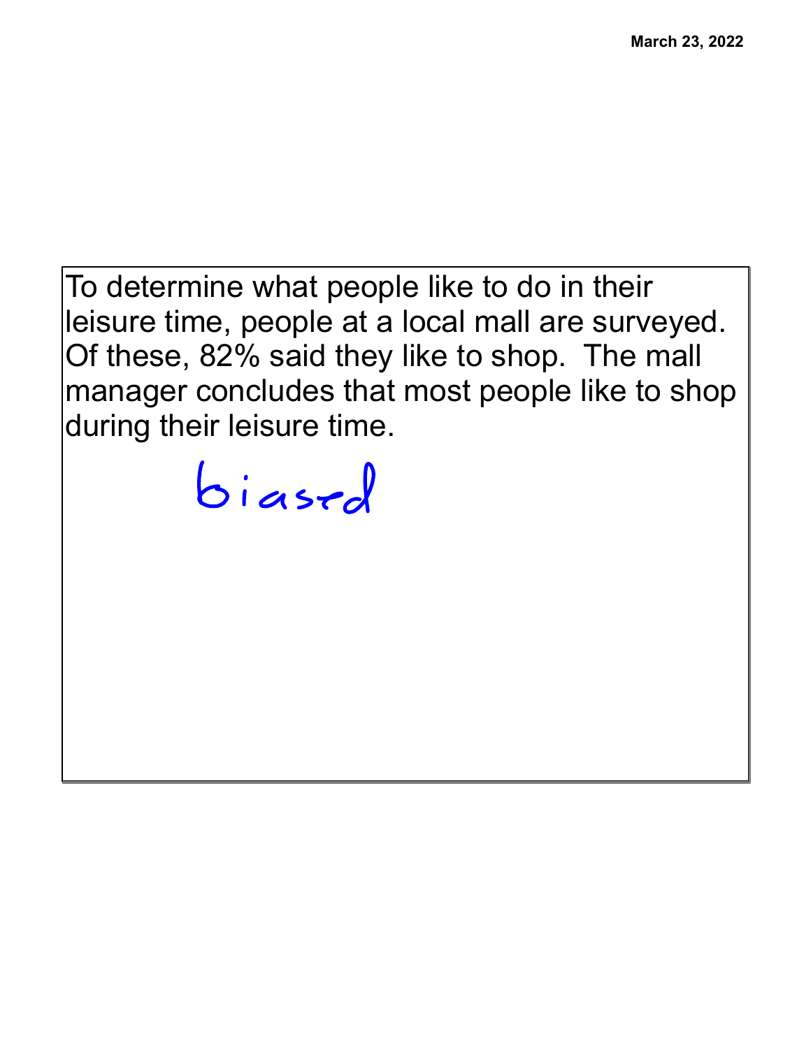March 23, 2022

To determine what people like to do in their leisure time, people at a local mall are surveyed. Of these, 82% said they like to shop. The mall manager concludes that most people like to shop during their leisure time.

biased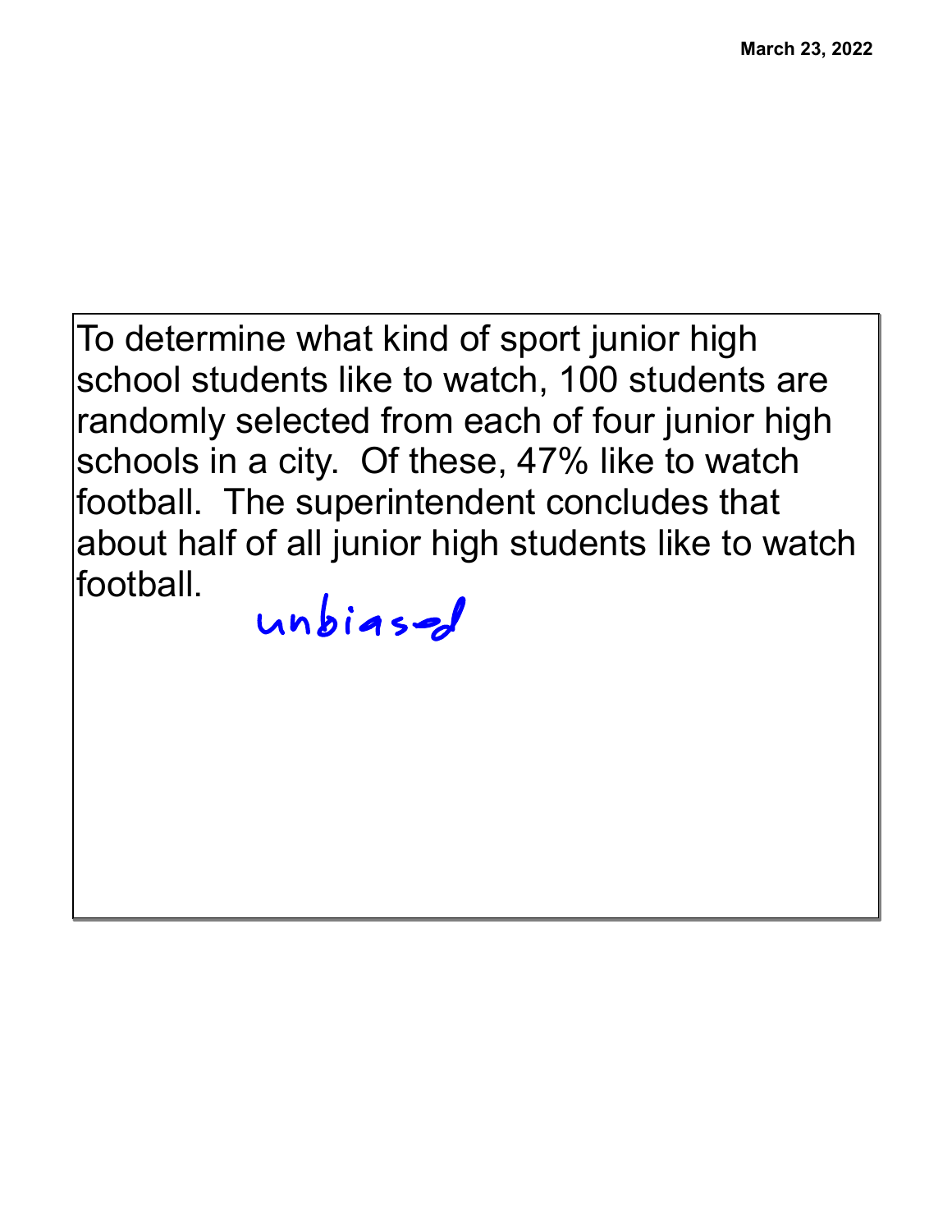To determine what kind of sport junior high school students like to watch, 100 students are randomly selected from each of four junior high schools in a city. Of these, 47% like to watch football. The superintendent concludes that about half of all junior high students like to watch football.

unbiased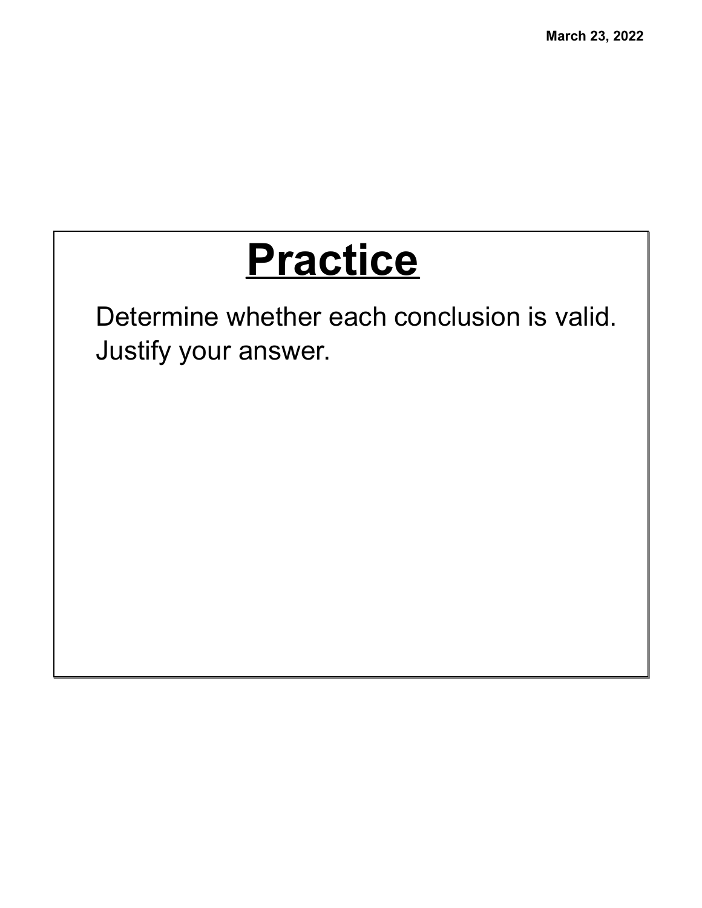# Practice

Determine whether each conclusion is valid. Justify your answer.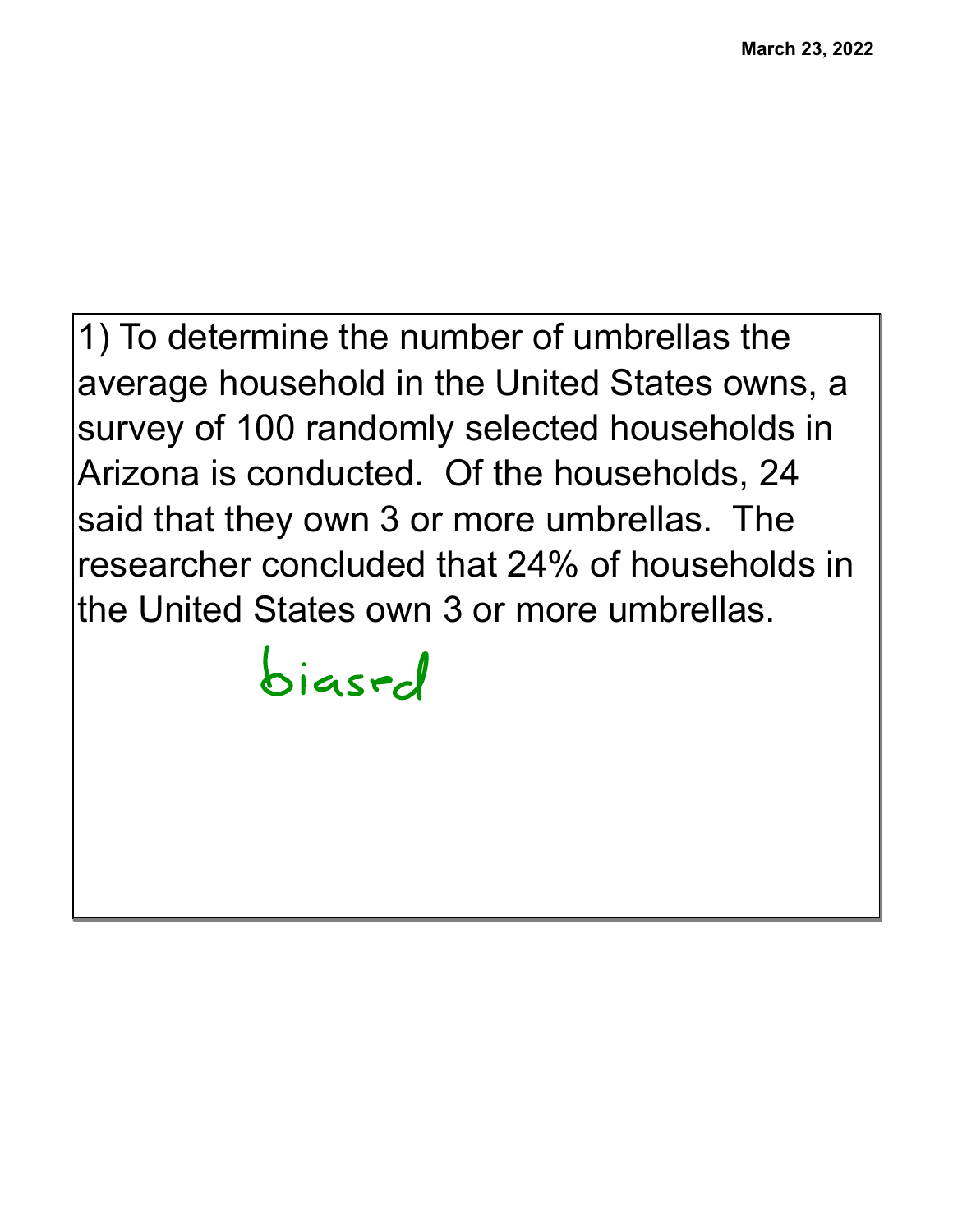1) To determine the number of umbrellas the average household in the United States owns, a survey of 100 randomly selected households in Arizona is conducted. Of the households, 24 said that they own 3 or more umbrellas. The researcher concluded that 24% of households in the United States own 3 or more umbrellas.

biased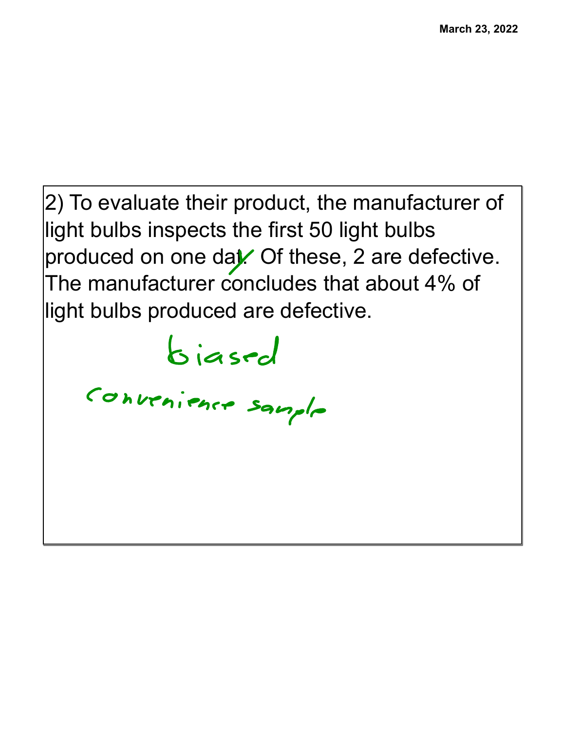2) To evaluate their product, the manufacturer of light bulbs inspects the first 50 light bulbs produced on one day. Of these, 2 are defective. The manufacturer concludes that about 4% of light bulbs produced are defective.

biased

convenience sample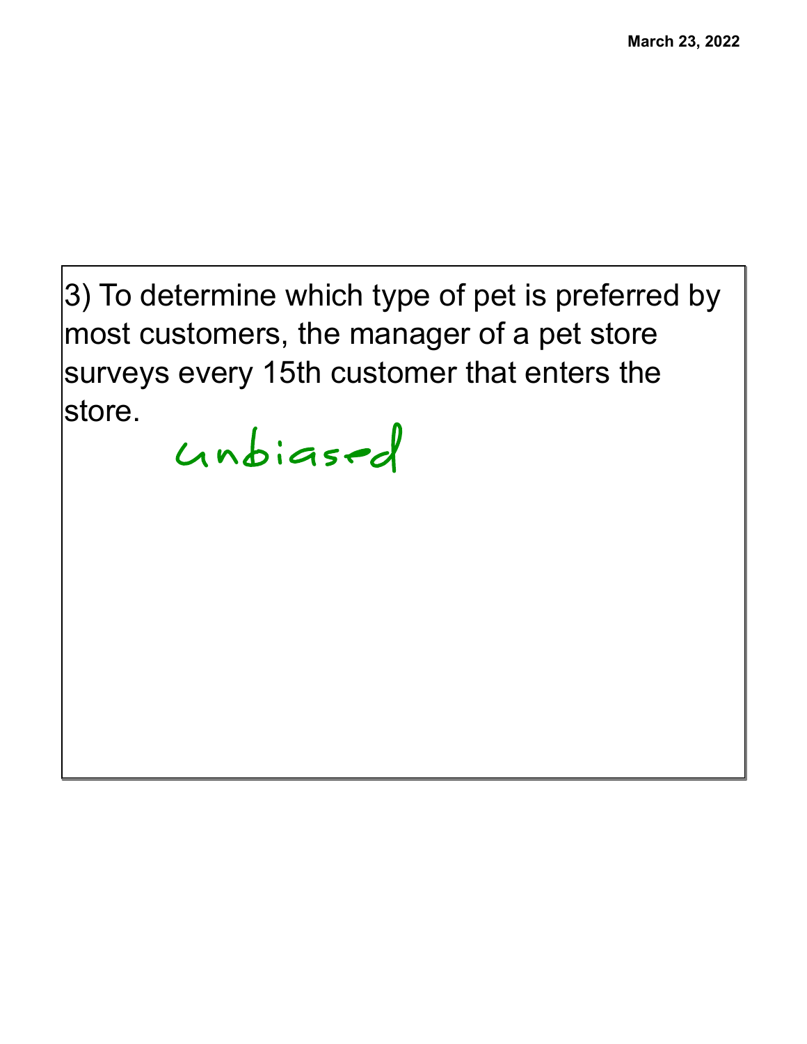3) To determine which type of pet is preferred by most customers, the manager of a pet store surveys every 15th customer that enters the store.

unbiased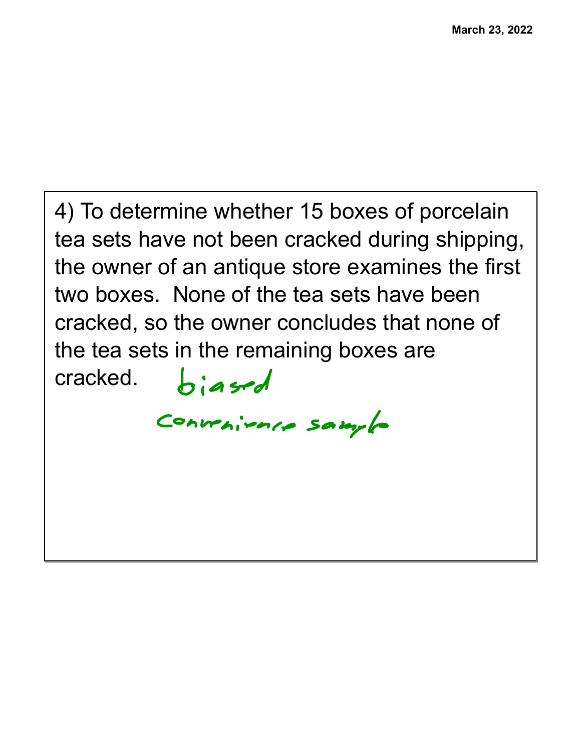4) To determine whether 15 boxes of porcelain tea sets have not been cracked during shipping, the owner of an antique store examines the first two boxes. None of the tea sets have been cracked, so the owner concludes that none of the tea sets in the remaining boxes are cracked.

biased

Convenience sample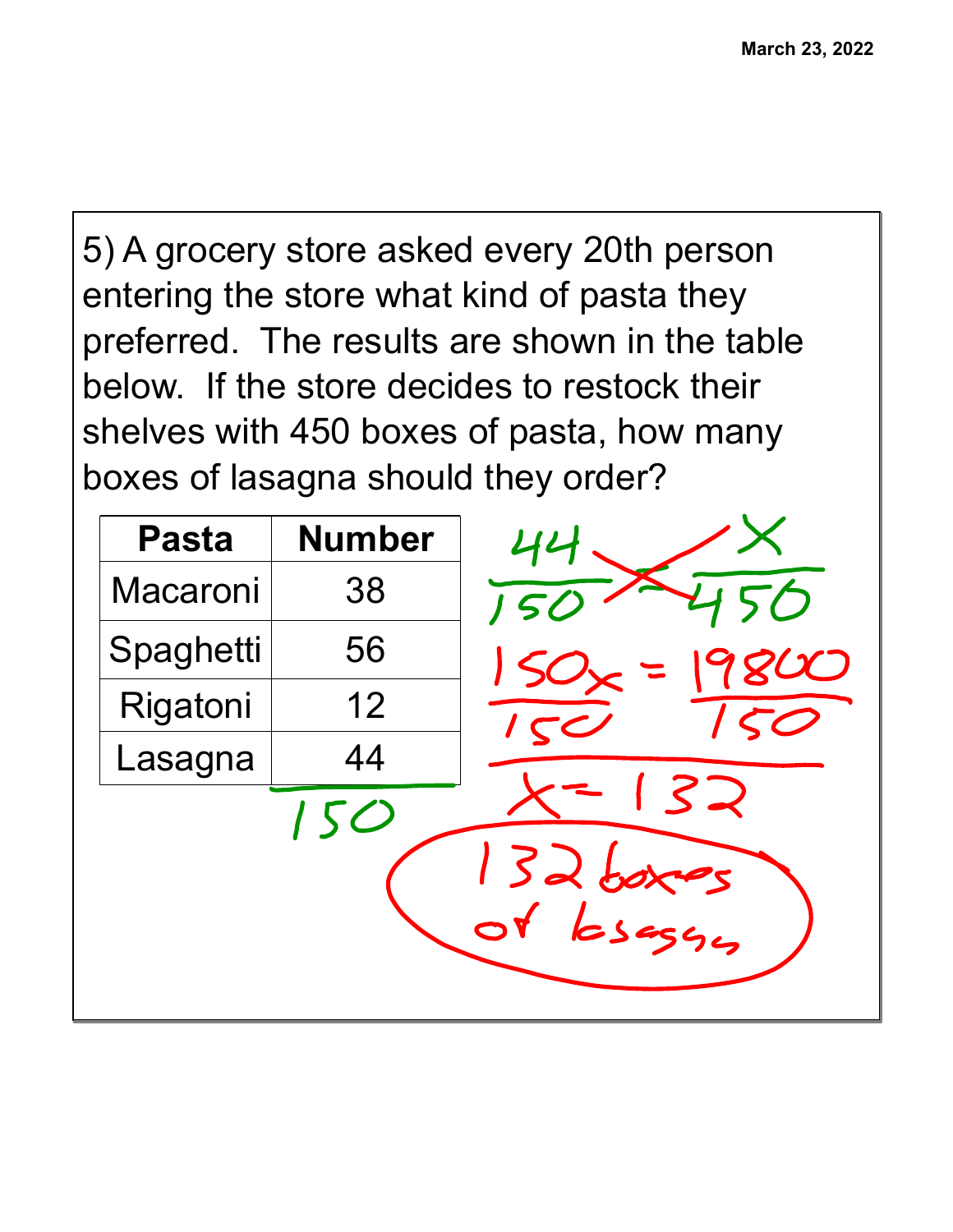5) A grocery store asked every 20th person entering the store what kind of pasta they preferred. The results are shown in the table below. If the store decides to restock their shelves with 450 boxes of pasta, how many boxes of lasagna should they order?

| Pasta | Number |
|---|---|
| Macaroni | 38 |
| Spaghetti | 56 |
| Rigatoni | 12 |
| Lasagna | 44 |
| | 150 |

$$\frac{44}{150} = \frac{x}{450}$$

$$\frac{150x}{150} = \frac{19800}{150}$$

$$x = 132$$

132 boxes of lasagna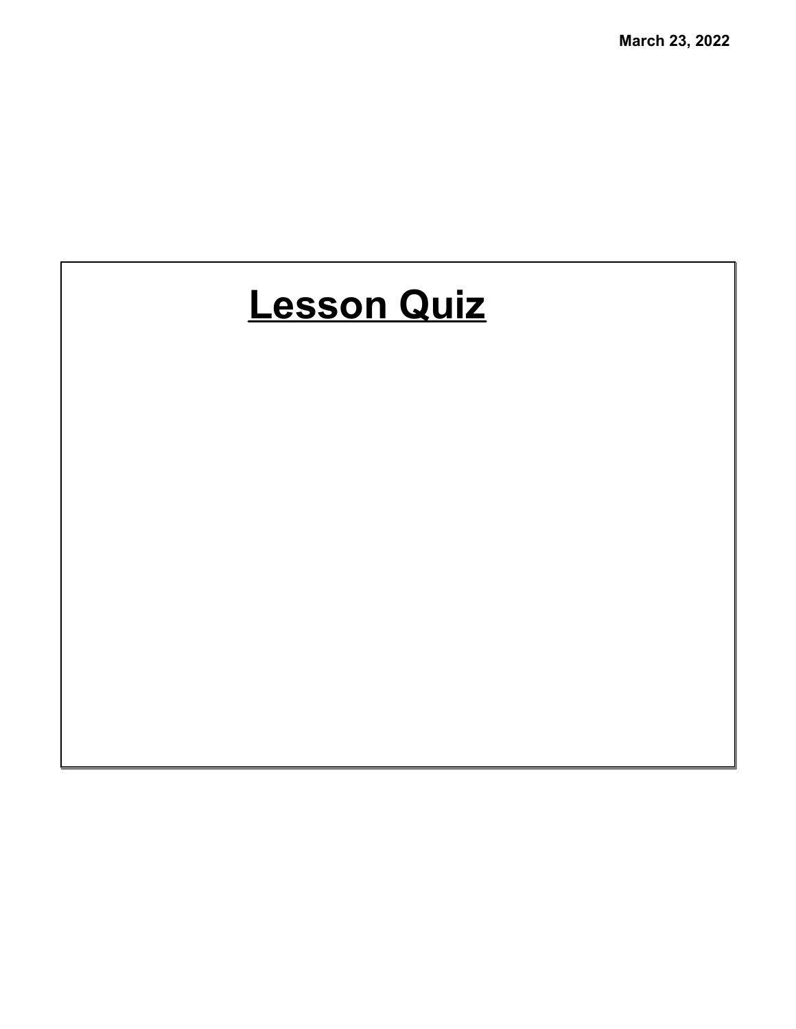March 23, 2022

# Lesson Quiz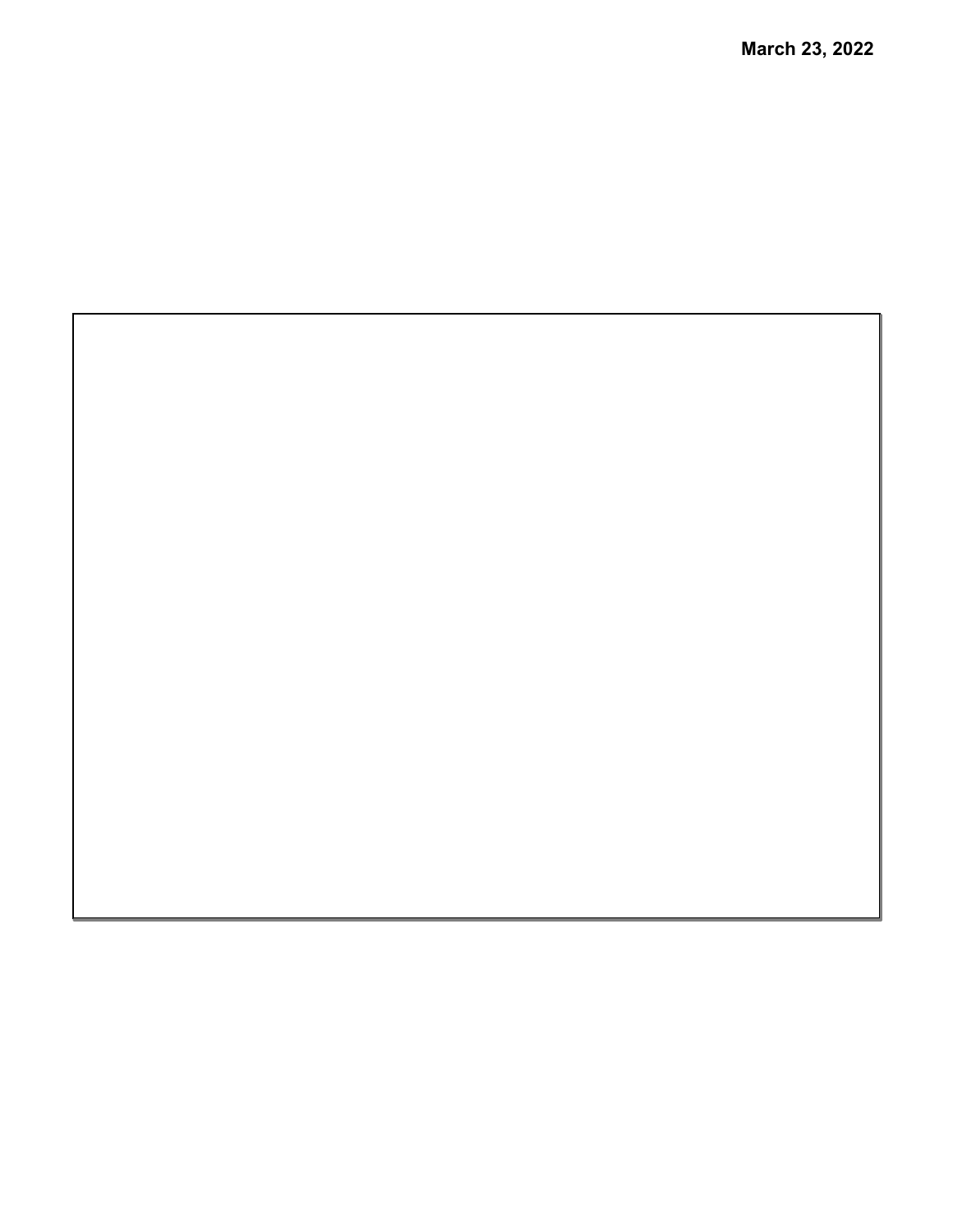**March 23, 2022**